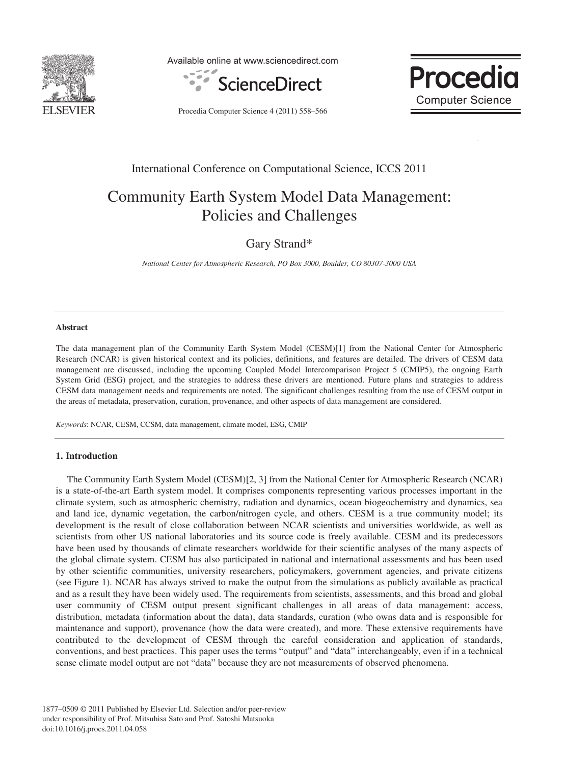International Conference on Computational Science, ICCS 2011

# Community Earth System Model Data Management: Policies and Challenges

Gary Strand*

*National Center for Atmospheric Research, PO Box 3000, Boulder, CO 80307-3000 USA*

---

**Abstract**

The data management plan of the Community Earth System Model (CESM)[1] from the National Center for Atmospheric Research (NCAR) is given historical context and its policies, definitions, and features are detailed. The drivers of CESM data management are discussed, including the upcoming Coupled Model Intercomparison Project 5 (CMIP5), the ongoing Earth System Grid (ESG) project, and the strategies to address these drivers are mentioned. Future plans and strategies to address CESM data management needs and requirements are noted. The significant challenges resulting from the use of CESM output in the areas of metadata, preservation, curation, provenance, and other aspects of data management are considered.

*Keywords*: NCAR, CESM, CCSM, data management, climate model, ESG, CMIP

---

## 1. Introduction

The Community Earth System Model (CESM)[2, 3] from the National Center for Atmospheric Research (NCAR) is a state-of-the-art Earth system model. It comprises components representing various processes important in the climate system, such as atmospheric chemistry, radiation and dynamics, ocean biogeochemistry and dynamics, sea and land ice, dynamic vegetation, the carbon/nitrogen cycle, and others. CESM is a true community model; its development is the result of close collaboration between NCAR scientists and universities worldwide, as well as scientists from other US national laboratories and its source code is freely available. CESM and its predecessors have been used by thousands of climate researchers worldwide for their scientific analyses of the many aspects of the global climate system. CESM has also participated in national and international assessments and has been used by other scientific communities, university researchers, policymakers, government agencies, and private citizens (see Figure 1). NCAR has always strived to make the output from the simulations as publicly available as practical and as a result they have been widely used. The requirements from scientists, assessments, and this broad and global user community of CESM output present significant challenges in all areas of data management: access, distribution, metadata (information about the data), data standards, curation (who owns data and is responsible for maintenance and support), provenance (how the data were created), and more. These extensive requirements have contributed to the development of CESM through the careful consideration and application of standards, conventions, and best practices. This paper uses the terms "output" and "data" interchangeably, even if in a technical sense climate model output are not "data" because they are not measurements of observed phenomena.

1877–0509 © 2011 Published by Elsevier Ltd. Selection and/or peer-review under responsibility of Prof. Mitsuhisa Sato and Prof. Satoshi Matsuoka
doi:10.1016/j.procs.2011.04.058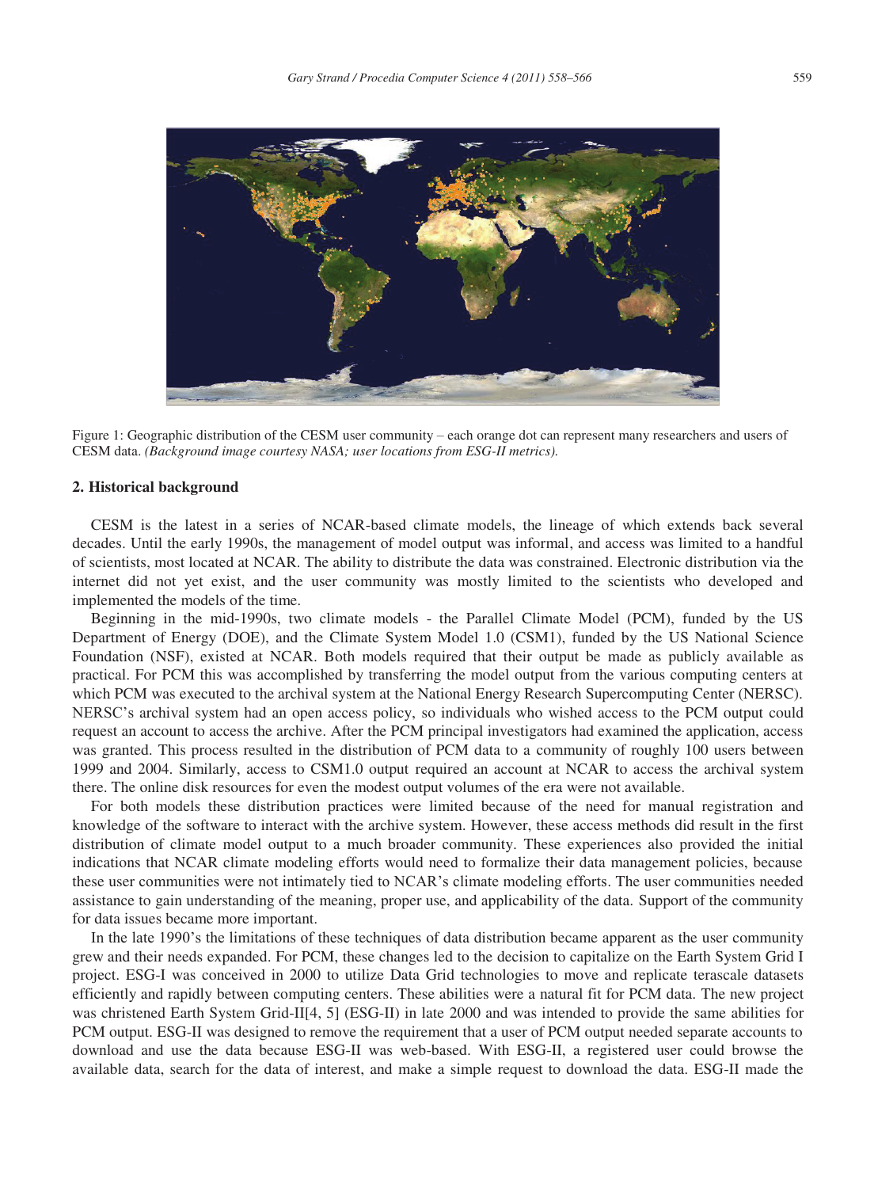Figure 1: Geographic distribution of the CESM user community – each orange dot can represent many researchers and users of CESM data. *(Background image courtesy NASA; user locations from ESG-II metrics).*

## 2. Historical background

CESM is the latest in a series of NCAR-based climate models, the lineage of which extends back several decades. Until the early 1990s, the management of model output was informal, and access was limited to a handful of scientists, most located at NCAR. The ability to distribute the data was constrained. Electronic distribution via the internet did not yet exist, and the user community was mostly limited to the scientists who developed and implemented the models of the time.

Beginning in the mid-1990s, two climate models - the Parallel Climate Model (PCM), funded by the US Department of Energy (DOE), and the Climate System Model 1.0 (CSM1), funded by the US National Science Foundation (NSF), existed at NCAR. Both models required that their output be made as publicly available as practical. For PCM this was accomplished by transferring the model output from the various computing centers at which PCM was executed to the archival system at the National Energy Research Supercomputing Center (NERSC). NERSC's archival system had an open access policy, so individuals who wished access to the PCM output could request an account to access the archive. After the PCM principal investigators had examined the application, access was granted. This process resulted in the distribution of PCM data to a community of roughly 100 users between 1999 and 2004. Similarly, access to CSM1.0 output required an account at NCAR to access the archival system there. The online disk resources for even the modest output volumes of the era were not available.

For both models these distribution practices were limited because of the need for manual registration and knowledge of the software to interact with the archive system. However, these access methods did result in the first distribution of climate model output to a much broader community. These experiences also provided the initial indications that NCAR climate modeling efforts would need to formalize their data management policies, because these user communities were not intimately tied to NCAR's climate modeling efforts. The user communities needed assistance to gain understanding of the meaning, proper use, and applicability of the data. Support of the community for data issues became more important.

In the late 1990's the limitations of these techniques of data distribution became apparent as the user community grew and their needs expanded. For PCM, these changes led to the decision to capitalize on the Earth System Grid I project. ESG-I was conceived in 2000 to utilize Data Grid technologies to move and replicate terascale datasets efficiently and rapidly between computing centers. These abilities were a natural fit for PCM data. The new project was christened Earth System Grid-II[4, 5] (ESG-II) in late 2000 and was intended to provide the same abilities for PCM output. ESG-II was designed to remove the requirement that a user of PCM output needed separate accounts to download and use the data because ESG-II was web-based. With ESG-II, a registered user could browse the available data, search for the data of interest, and make a simple request to download the data. ESG-II made the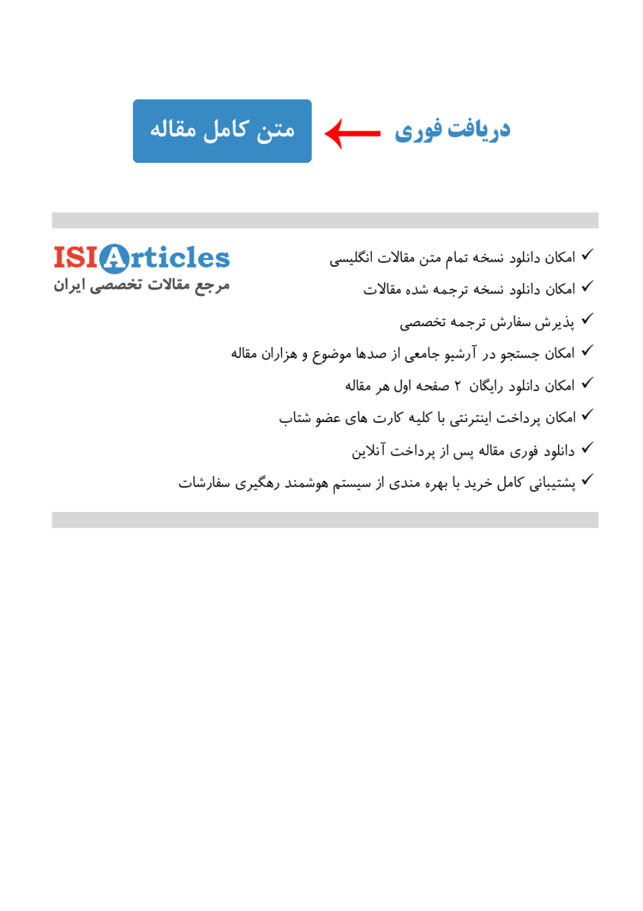دریافت فوری ← متن کامل مقاله

**ISIArticles**
مرجع مقالات تخصصی ایران

- ✓ امکان دانلود نسخه تمام متن مقالات انگلیسی
- ✓ امکان دانلود نسخه ترجمه شده مقالات
- ✓ پذیرش سفارش ترجمه تخصصی
- ✓ امکان جستجو در آرشیو جامعی از صدها موضوع و هزاران مقاله
- ✓ امکان دانلود رایگان ۲ صفحه اول هر مقاله
- ✓ امکان پرداخت اینترنتی با کلیه کارت های عضو شتاب
- ✓ دانلود فوری مقاله پس از پرداخت آنلاین
- ✓ پشتیبانی کامل خرید با بهره مندی از سیستم هوشمند رهگیری سفارشات